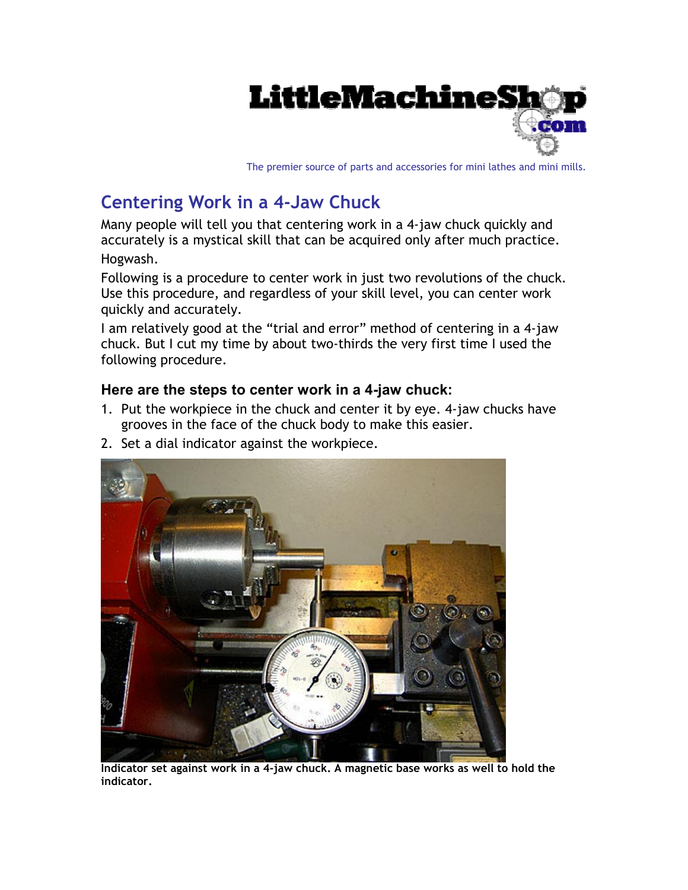LittleMachineShop.com

The premier source of parts and accessories for mini lathes and mini mills.

# Centering Work in a 4-Jaw Chuck

Many people will tell you that centering work in a 4-jaw chuck quickly and accurately is a mystical skill that can be acquired only after much practice.

Hogwash.

Following is a procedure to center work in just two revolutions of the chuck. Use this procedure, and regardless of your skill level, you can center work quickly and accurately.

I am relatively good at the "trial and error" method of centering in a 4-jaw chuck. But I cut my time by about two-thirds the very first time I used the following procedure.

### Here are the steps to center work in a 4-jaw chuck:

1. Put the workpiece in the chuck and center it by eye. 4-jaw chucks have grooves in the face of the chuck body to make this easier.
2. Set a dial indicator against the workpiece.

**Indicator set against work in a 4-jaw chuck. A magnetic base works as well to hold the indicator.**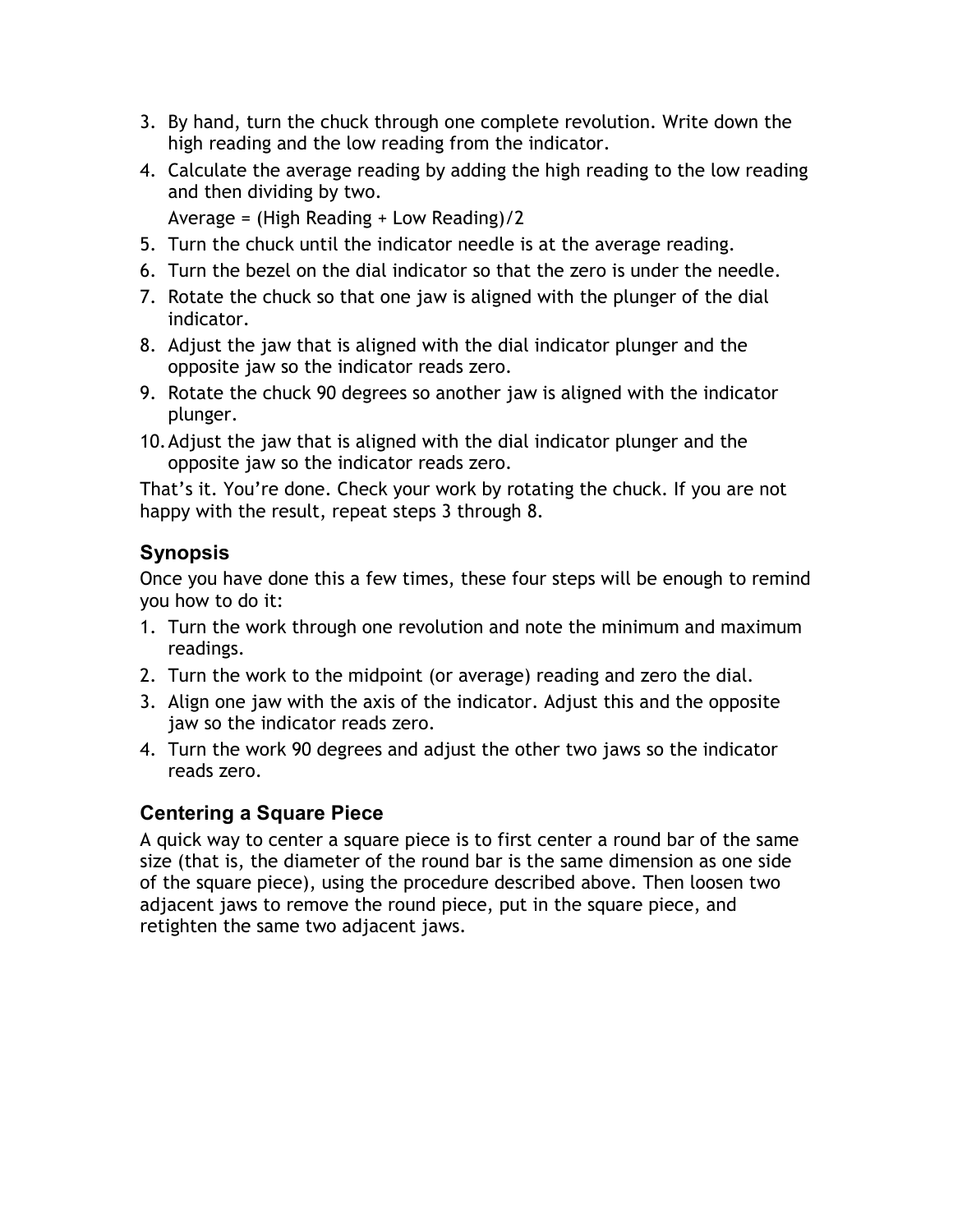3. By hand, turn the chuck through one complete revolution. Write down the high reading and the low reading from the indicator.
4. Calculate the average reading by adding the high reading to the low reading and then dividing by two.

   Average = (High Reading + Low Reading)/2
5. Turn the chuck until the indicator needle is at the average reading.
6. Turn the bezel on the dial indicator so that the zero is under the needle.
7. Rotate the chuck so that one jaw is aligned with the plunger of the dial indicator.
8. Adjust the jaw that is aligned with the dial indicator plunger and the opposite jaw so the indicator reads zero.
9. Rotate the chuck 90 degrees so another jaw is aligned with the indicator plunger.
10. Adjust the jaw that is aligned with the dial indicator plunger and the opposite jaw so the indicator reads zero.

That's it. You're done. Check your work by rotating the chuck. If you are not happy with the result, repeat steps 3 through 8.

### Synopsis

Once you have done this a few times, these four steps will be enough to remind you how to do it:

1. Turn the work through one revolution and note the minimum and maximum readings.
2. Turn the work to the midpoint (or average) reading and zero the dial.
3. Align one jaw with the axis of the indicator. Adjust this and the opposite jaw so the indicator reads zero.
4. Turn the work 90 degrees and adjust the other two jaws so the indicator reads zero.

### Centering a Square Piece

A quick way to center a square piece is to first center a round bar of the same size (that is, the diameter of the round bar is the same dimension as one side of the square piece), using the procedure described above. Then loosen two adjacent jaws to remove the round piece, put in the square piece, and retighten the same two adjacent jaws.